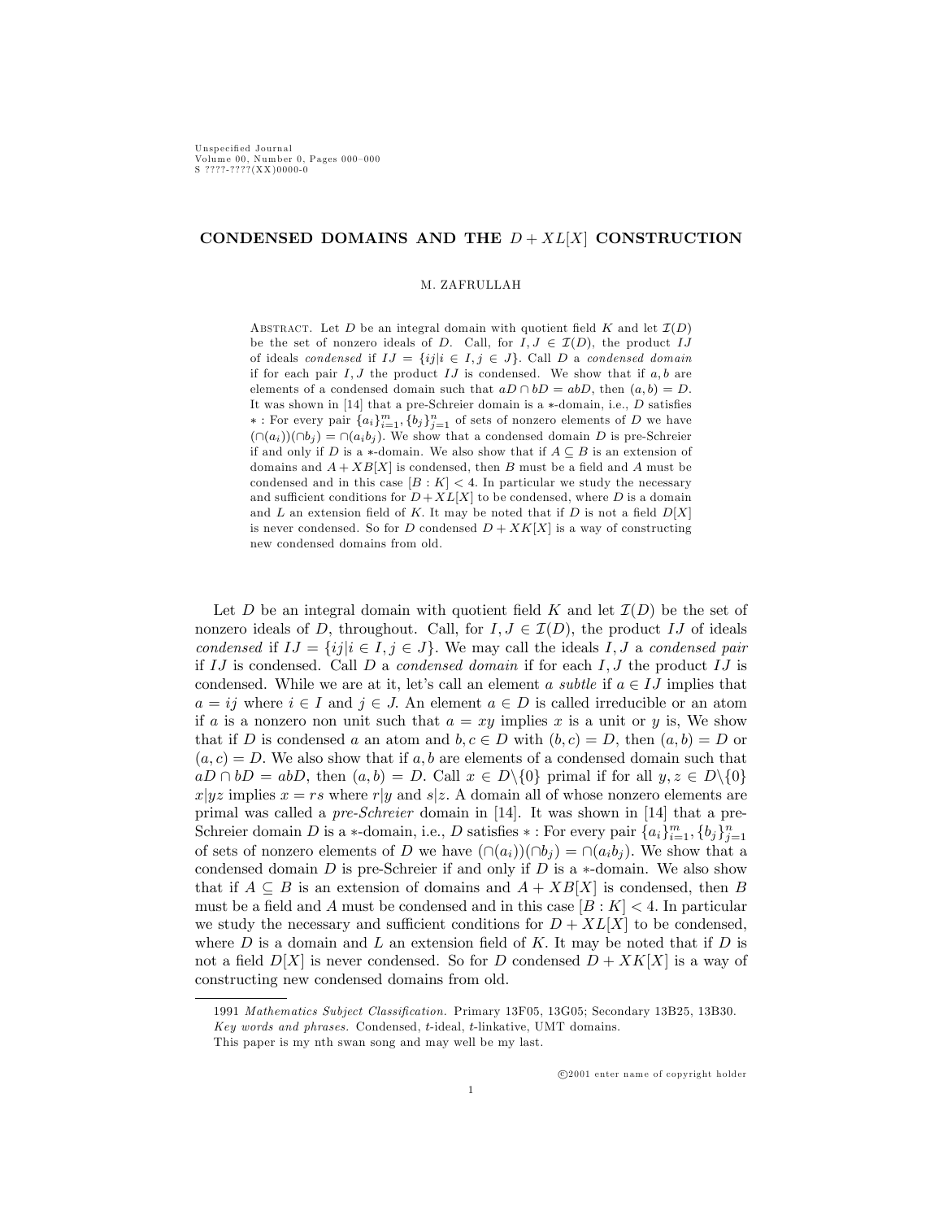# CONDENSED DOMAINS AND THE $D + XL[X]$ CONSTRUCTION

M. ZAFRULLAH

Abstract. Let $D$ be an integral domain with quotient field $K$ and let $\mathcal{I}(D)$ be the set of nonzero ideals of $D$. Call, for $I, J \in \mathcal{I}(D)$, the product $IJ$ of ideals *condensed* if $IJ = \{ij | i \in I, j \in J\}$. Call $D$ a *condensed domain* if for each pair $I, J$ the product $IJ$ is condensed. We show that if $a, b$ are elements of a condensed domain such that $aD \cap bD = abD$, then $(a, b) = D$. It was shown in [14] that a pre-Schreier domain is a $*$-domain, i.e., $D$ satisfies $*$ : For every pair $\{a_i\}_{i=1}^m, \{b_j\}_{j=1}^n$ of sets of nonzero elements of $D$ we have $(\cap(a_i))(\cap b_j) = \cap(a_i b_j)$. We show that a condensed domain $D$ is pre-Schreier if and only if $D$ is a $*$-domain. We also show that if $A \subseteq B$ is an extension of domains and $A + XB[X]$ is condensed, then $B$ must be a field and $A$ must be condensed and in this case $[B : K] < 4$. In particular we study the necessary and sufficient conditions for $D + XL[X]$ to be condensed, where $D$ is a domain and $L$ an extension field of $K$. It may be noted that if $D$ is not a field $D[X]$ is never condensed. So for $D$ condensed $D + XK[X]$ is a way of constructing new condensed domains from old.

Let $D$ be an integral domain with quotient field $K$ and let $\mathcal{I}(D)$ be the set of nonzero ideals of $D$, throughout. Call, for $I, J \in \mathcal{I}(D)$, the product $IJ$ of ideals *condensed* if $IJ = \{ij | i \in I, j \in J\}$. We may call the ideals $I, J$ a *condensed pair* if $IJ$ is condensed. Call $D$ a *condensed domain* if for each $I, J$ the product $IJ$ is condensed. While we are at it, let's call an element $a$ *subtle* if $a \in IJ$ implies that $a = ij$ where $i \in I$ and $j \in J$. An element $a \in D$ is called irreducible or an atom if $a$ is a nonzero non unit such that $a = xy$ implies $x$ is a unit or $y$ is, We show that if $D$ is condensed $a$ an atom and $b, c \in D$ with $(b, c) = D$, then $(a, b) = D$ or $(a, c) = D$. We also show that if $a, b$ are elements of a condensed domain such that $aD \cap bD = abD$, then $(a, b) = D$. Call $x \in D \backslash \{0\}$ primal if for all $y, z \in D \backslash \{0\}$ $x | yz$ implies $x = rs$ where $r | y$ and $s | z$. A domain all of whose nonzero elements are primal was called a *pre-Schreier* domain in [14]. It was shown in [14] that a pre-Schreier domain $D$ is a $*$-domain, i.e., $D$ satisfies $*$ : For every pair $\{a_i\}_{i=1}^m, \{b_j\}_{j=1}^n$ of sets of nonzero elements of $D$ we have $(\cap(a_i))(\cap b_j) = \cap(a_i b_j)$. We show that a condensed domain $D$ is pre-Schreier if and only if $D$ is a $*$-domain. We also show that if $A \subseteq B$ is an extension of domains and $A + XB[X]$ is condensed, then $B$ must be a field and $A$ must be condensed and in this case $[B : K] < 4$. In particular we study the necessary and sufficient conditions for $D + XL[X]$ to be condensed, where $D$ is a domain and $L$ an extension field of $K$. It may be noted that if $D$ is not a field $D[X]$ is never condensed. So for $D$ condensed $D + XK[X]$ is a way of constructing new condensed domains from old.

---

1991 *Mathematics Subject Classification.* Primary 13F05, 13G05; Secondary 13B25, 13B30.

*Key words and phrases.* Condensed, $t$-ideal, $t$-linkative, UMT domains.

This paper is my nth swan song and may well be my last.

©2001 enter name of copyright holder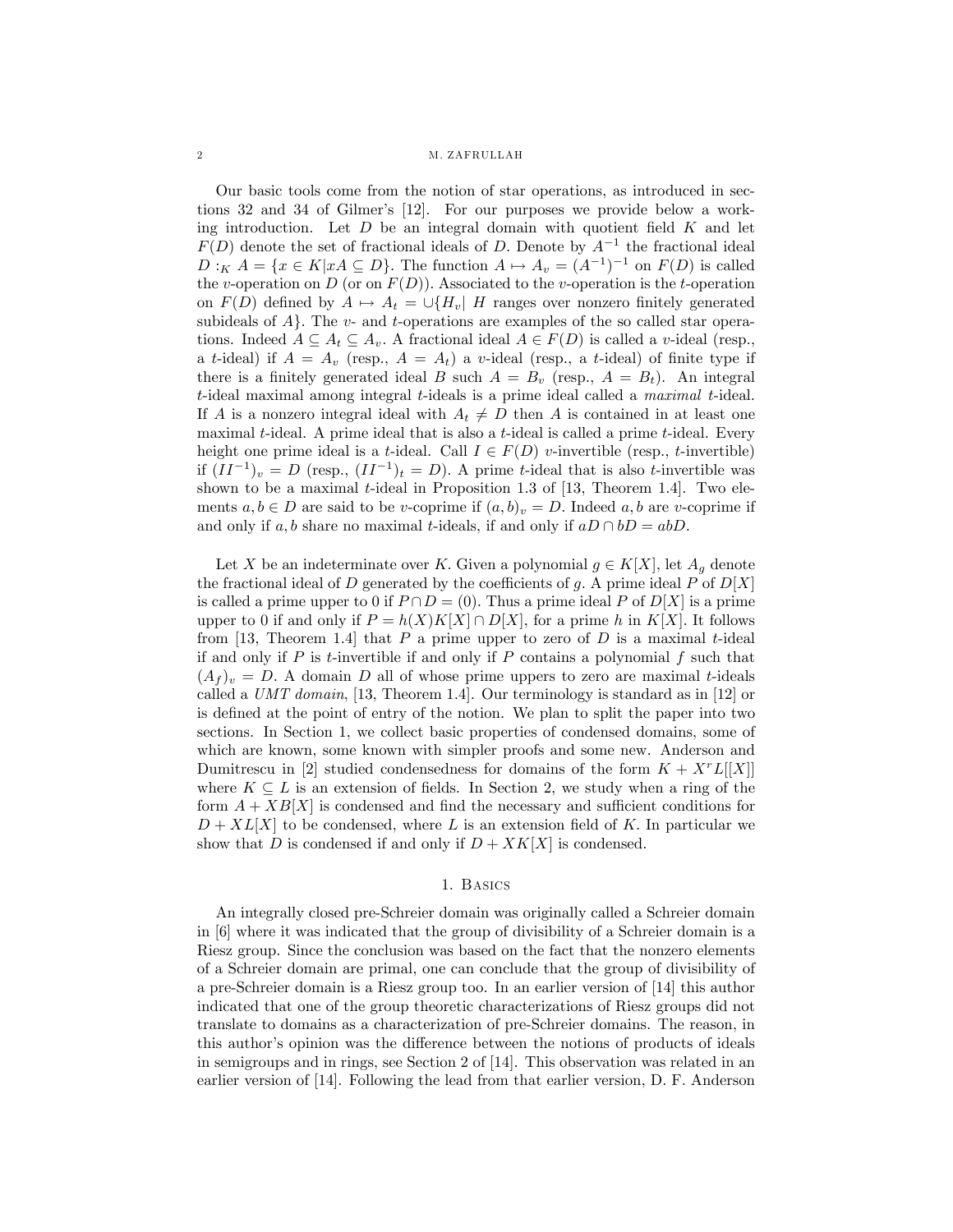Our basic tools come from the notion of star operations, as introduced in sections 32 and 34 of Gilmer's [12]. For our purposes we provide below a working introduction. Let $D$ be an integral domain with quotient field $K$ and let $F(D)$ denote the set of fractional ideals of $D$. Denote by $A^{-1}$ the fractional ideal $D :_K A = \{x \in K | xA \subseteq D\}$. The function $A \mapsto A_v = (A^{-1})^{-1}$ on $F(D)$ is called the $v$-operation on $D$ (or on $F(D)$). Associated to the $v$-operation is the $t$-operation on $F(D)$ defined by $A \mapsto A_t = \cup\{H_v | \ H$ ranges over nonzero finitely generated subideals of $A\}$. The $v$- and $t$-operations are examples of the so called star operations. Indeed $A \subseteq A_t \subseteq A_v$. A fractional ideal $A \in F(D)$ is called a $v$-ideal (resp., a $t$-ideal) if $A = A_v$ (resp., $A = A_t$) a $v$-ideal (resp., a $t$-ideal) of finite type if there is a finitely generated ideal $B$ such $A = B_v$ (resp., $A = B_t$). An integral $t$-ideal maximal among integral $t$-ideals is a prime ideal called a *maximal* $t$-ideal. If $A$ is a nonzero integral ideal with $A_t \neq D$ then $A$ is contained in at least one maximal $t$-ideal. A prime ideal that is also a $t$-ideal is called a prime $t$-ideal. Every height one prime ideal is a $t$-ideal. Call $I \in F(D)$ $v$-invertible (resp., $t$-invertible) if $(II^{-1})_v = D$ (resp., $(II^{-1})_t = D$). A prime $t$-ideal that is also $t$-invertible was shown to be a maximal $t$-ideal in Proposition 1.3 of [13, Theorem 1.4]. Two elements $a, b \in D$ are said to be $v$-coprime if $(a, b)_v = D$. Indeed $a, b$ are $v$-coprime if and only if $a, b$ share no maximal $t$-ideals, if and only if $aD \cap bD = abD$.

Let $X$ be an indeterminate over $K$. Given a polynomial $g \in K[X]$, let $A_g$ denote the fractional ideal of $D$ generated by the coefficients of $g$. A prime ideal $P$ of $D[X]$ is called a prime upper to 0 if $P \cap D = (0)$. Thus a prime ideal $P$ of $D[X]$ is a prime upper to 0 if and only if $P = h(X)K[X] \cap D[X]$, for a prime $h$ in $K[X]$. It follows from [13, Theorem 1.4] that $P$ a prime upper to zero of $D$ is a maximal $t$-ideal if and only if $P$ is $t$-invertible if and only if $P$ contains a polynomial $f$ such that $(A_f)_v = D$. A domain $D$ all of whose prime uppers to zero are maximal $t$-ideals called a *UMT domain*, [13, Theorem 1.4]. Our terminology is standard as in [12] or is defined at the point of entry of the notion. We plan to split the paper into two sections. In Section 1, we collect basic properties of condensed domains, some of which are known, some known with simpler proofs and some new. Anderson and Dumitrescu in [2] studied condensedness for domains of the form $K + X^r L[[X]]$ where $K \subseteq L$ is an extension of fields. In Section 2, we study when a ring of the form $A + XB[X]$ is condensed and find the necessary and sufficient conditions for $D + XL[X]$ to be condensed, where $L$ is an extension field of $K$. In particular we show that $D$ is condensed if and only if $D + XK[X]$ is condensed.

## 1. Basics

An integrally closed pre-Schreier domain was originally called a Schreier domain in [6] where it was indicated that the group of divisibility of a Schreier domain is a Riesz group. Since the conclusion was based on the fact that the nonzero elements of a Schreier domain are primal, one can conclude that the group of divisibility of a pre-Schreier domain is a Riesz group too. In an earlier version of [14] this author indicated that one of the group theoretic characterizations of Riesz groups did not translate to domains as a characterization of pre-Schreier domains. The reason, in this author's opinion was the difference between the notions of products of ideals in semigroups and in rings, see Section 2 of [14]. This observation was related in an earlier version of [14]. Following the lead from that earlier version, D. F. Anderson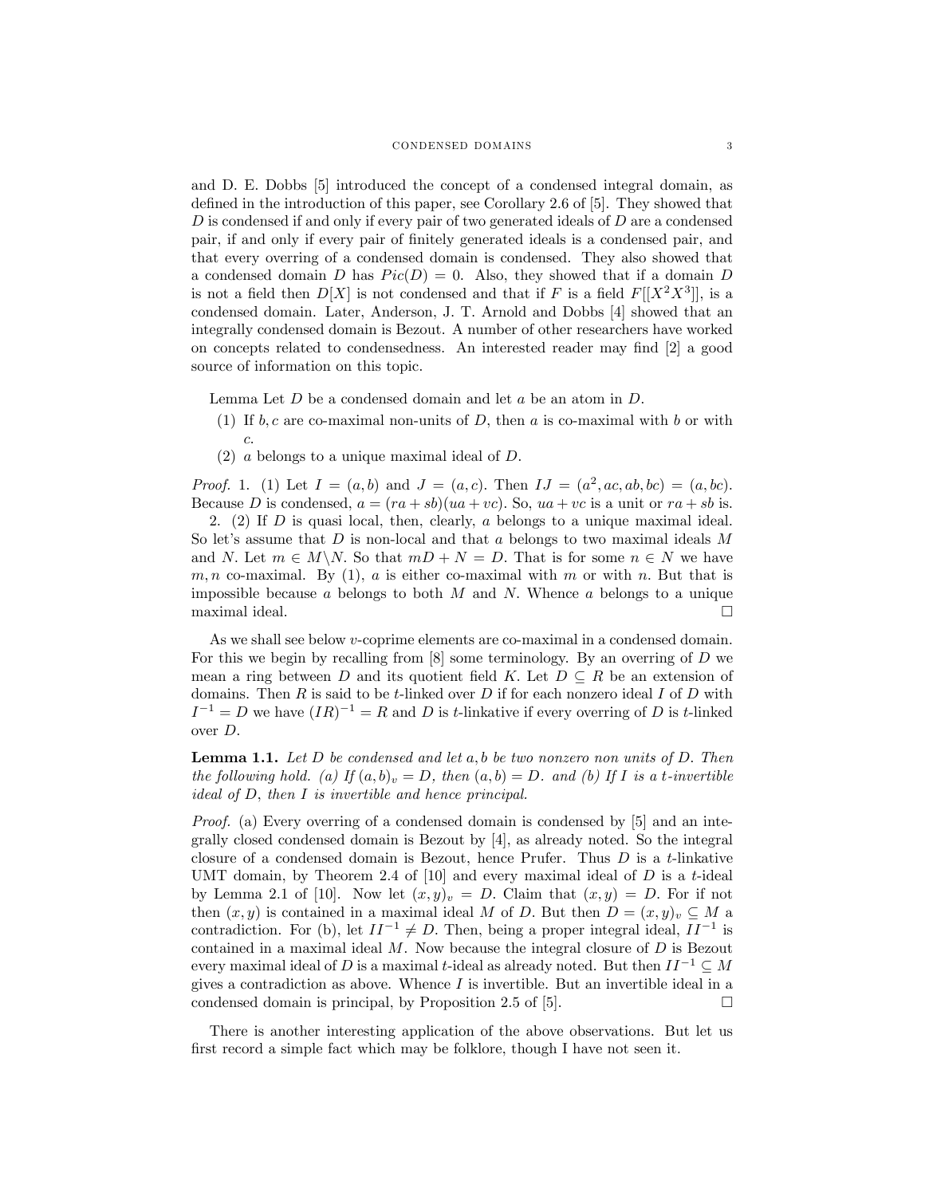and D. E. Dobbs [5] introduced the concept of a condensed integral domain, as defined in the introduction of this paper, see Corollary 2.6 of [5]. They showed that $D$ is condensed if and only if every pair of two generated ideals of $D$ are a condensed pair, if and only if every pair of finitely generated ideals is a condensed pair, and that every overring of a condensed domain is condensed. They also showed that a condensed domain $D$ has $Pic(D) = 0$. Also, they showed that if a domain $D$ is not a field then $D[X]$ is not condensed and that if $F$ is a field $F[[X^2X^3]]$, is a condensed domain. Later, Anderson, J. T. Arnold and Dobbs [4] showed that an integrally condensed domain is Bezout. A number of other researchers have worked on concepts related to condensedness. An interested reader may find [2] a good source of information on this topic.

Lemma Let $D$ be a condensed domain and let $a$ be an atom in $D$.

1. If $b, c$ are co-maximal non-units of $D$, then $a$ is co-maximal with $b$ or with $c$.
2. $a$ belongs to a unique maximal ideal of $D$.

*Proof.* 1. (1) Let $I = (a, b)$ and $J = (a, c)$. Then $IJ = (a^2, ac, ab, bc) = (a, bc)$. Because $D$ is condensed, $a = (ra + sb)(ua + vc)$. So, $ua + vc$ is a unit or $ra + sb$ is.

2. (2) If $D$ is quasi local, then, clearly, $a$ belongs to a unique maximal ideal. So let's assume that $D$ is non-local and that $a$ belongs to two maximal ideals $M$ and $N$. Let $m \in M \backslash N$. So that $mD + N = D$. That is for some $n \in N$ we have $m, n$ co-maximal. By (1), $a$ is either co-maximal with $m$ or with $n$. But that is impossible because $a$ belongs to both $M$ and $N$. Whence $a$ belongs to a unique maximal ideal. □

As we shall see below $v$-coprime elements are co-maximal in a condensed domain. For this we begin by recalling from [8] some terminology. By an overring of $D$ we mean a ring between $D$ and its quotient field $K$. Let $D \subseteq R$ be an extension of domains. Then $R$ is said to be $t$-linked over $D$ if for each nonzero ideal $I$ of $D$ with $I^{-1} = D$ we have $(IR)^{-1} = R$ and $D$ is $t$-linkative if every overring of $D$ is $t$-linked over $D$.

**Lemma 1.1.** *Let $D$ be condensed and let $a, b$ be two nonzero non units of $D$. Then the following hold. (a) If $(a, b)_v = D$, then $(a, b) = D$. and (b) If $I$ is a $t$-invertible ideal of $D$, then $I$ is invertible and hence principal.*

*Proof.* (a) Every overring of a condensed domain is condensed by [5] and an integrally closed condensed domain is Bezout by [4], as already noted. So the integral closure of a condensed domain is Bezout, hence Prufer. Thus $D$ is a $t$-linkative UMT domain, by Theorem 2.4 of [10] and every maximal ideal of $D$ is a $t$-ideal by Lemma 2.1 of [10]. Now let $(x, y)_v = D$. Claim that $(x, y) = D$. For if not then $(x, y)$ is contained in a maximal ideal $M$ of $D$. But then $D = (x, y)_v \subseteq M$ a contradiction. For (b), let $II^{-1} \neq D$. Then, being a proper integral ideal, $II^{-1}$ is contained in a maximal ideal $M$. Now because the integral closure of $D$ is Bezout every maximal ideal of $D$ is a maximal $t$-ideal as already noted. But then $II^{-1} \subseteq M$ gives a contradiction as above. Whence $I$ is invertible. But an invertible ideal in a condensed domain is principal, by Proposition 2.5 of [5]. □

There is another interesting application of the above observations. But let us first record a simple fact which may be folklore, though I have not seen it.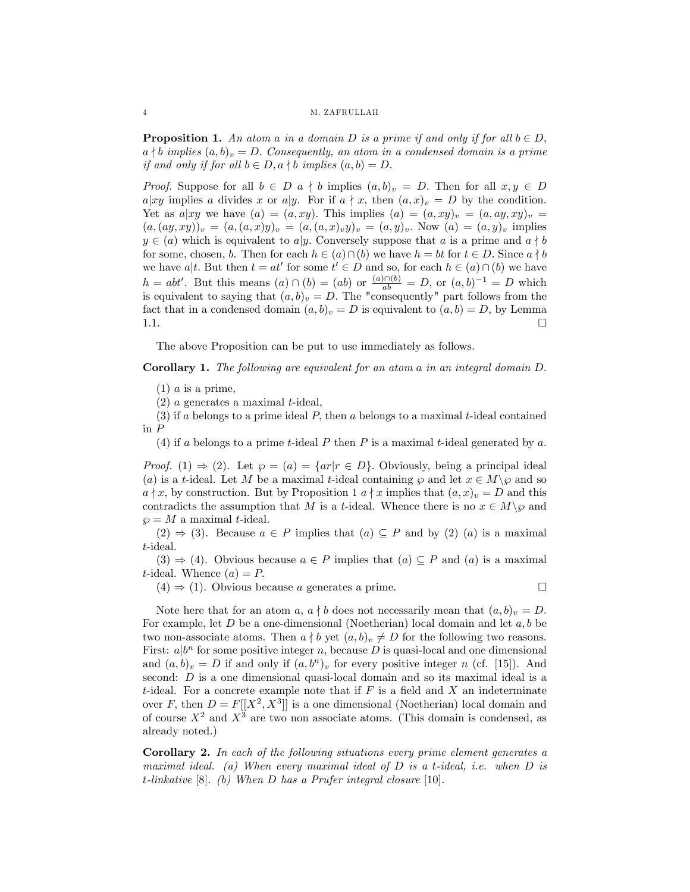**Proposition 1.** *An atom $a$ in a domain $D$ is a prime if and only if for all $b \in D$, $a \nmid b$ implies $(a,b)_v = D$. Consequently, an atom in a condensed domain is a prime if and only if for all $b \in D, a \nmid b$ implies $(a,b) = D$.*

*Proof.* Suppose for all $b \in D$ $a \nmid b$ implies $(a,b)_v = D$. Then for all $x, y \in D$ $a|xy$ implies $a$ divides $x$ or $a|y$. For if $a \nmid x$, then $(a,x)_v = D$ by the condition. Yet as $a|xy$ we have $(a) = (a, xy)$. This implies $(a) = (a,xy)_v = (a, ay, xy)_v = (a, (ay, xy))_v = (a, (a,x)y)_v = (a, (a,x)_v y)_v = (a,y)_v$. Now $(a) = (a,y)_v$ implies $y \in (a)$ which is equivalent to $a|y$. Conversely suppose that $a$ is a prime and $a \nmid b$ for some, chosen, $b$. Then for each $h \in (a) \cap (b)$ we have $h = bt$ for $t \in D$. Since $a \nmid b$ we have $a|t$. But then $t = at'$ for some $t' \in D$ and so, for each $h \in (a) \cap (b)$ we have $h = abt'$. But this means $(a) \cap (b) = (ab)$ or $\frac{(a) \cap (b)}{ab} = D$, or $(a,b)^{-1} = D$ which is equivalent to saying that $(a,b)_v = D$. The "consequently" part follows from the fact that in a condensed domain $(a,b)_v = D$ is equivalent to $(a,b) = D$, by Lemma 1.1. □

The above Proposition can be put to use immediately as follows.

**Corollary 1.** *The following are equivalent for an atom $a$ in an integral domain $D$.*

(1) $a$ is a prime,

(2) $a$ generates a maximal $t$-ideal,

(3) if $a$ belongs to a prime ideal $P$, then $a$ belongs to a maximal $t$-ideal contained in $P$

(4) if $a$ belongs to a prime $t$-ideal $P$ then $P$ is a maximal $t$-ideal generated by $a$.

*Proof.* (1) ⇒ (2). Let $\wp = (a) = \{ar | r \in D\}$. Obviously, being a principal ideal $(a)$ is a $t$-ideal. Let $M$ be a maximal $t$-ideal containing $\wp$ and let $x \in M \backslash \wp$ and so $a \nmid x$, by construction. But by Proposition 1 $a \nmid x$ implies that $(a,x)_v = D$ and this contradicts the assumption that $M$ is a $t$-ideal. Whence there is no $x \in M \backslash \wp$ and $\wp = M$ a maximal $t$-ideal.

(2) ⇒ (3). Because $a \in P$ implies that $(a) \subseteq P$ and by (2) $(a)$ is a maximal $t$-ideal.

(3) ⇒ (4). Obvious because $a \in P$ implies that $(a) \subseteq P$ and $(a)$ is a maximal $t$-ideal. Whence $(a) = P$.

(4) ⇒ (1). Obvious because $a$ generates a prime. □

Note here that for an atom $a$, $a \nmid b$ does not necessarily mean that $(a,b)_v = D$. For example, let $D$ be a one-dimensional (Noetherian) local domain and let $a, b$ be two non-associate atoms. Then $a \nmid b$ yet $(a,b)_v \neq D$ for the following two reasons. First: $a|b^n$ for some positive integer $n$, because $D$ is quasi-local and one dimensional and $(a,b)_v = D$ if and only if $(a, b^n)_v$ for every positive integer $n$ (cf. [15]). And second: $D$ is a one dimensional quasi-local domain and so its maximal ideal is a $t$-ideal. For a concrete example note that if $F$ is a field and $X$ an indeterminate over $F$, then $D = F[[X^2, X^3]]$ is a one dimensional (Noetherian) local domain and of course $X^2$ and $X^3$ are two non associate atoms. (This domain is condensed, as already noted.)

**Corollary 2.** *In each of the following situations every prime element generates a maximal ideal. (a) When every maximal ideal of $D$ is a $t$-ideal, i.e. when $D$ is $t$-linkative* [8]. *(b) When $D$ has a Prufer integral closure* [10].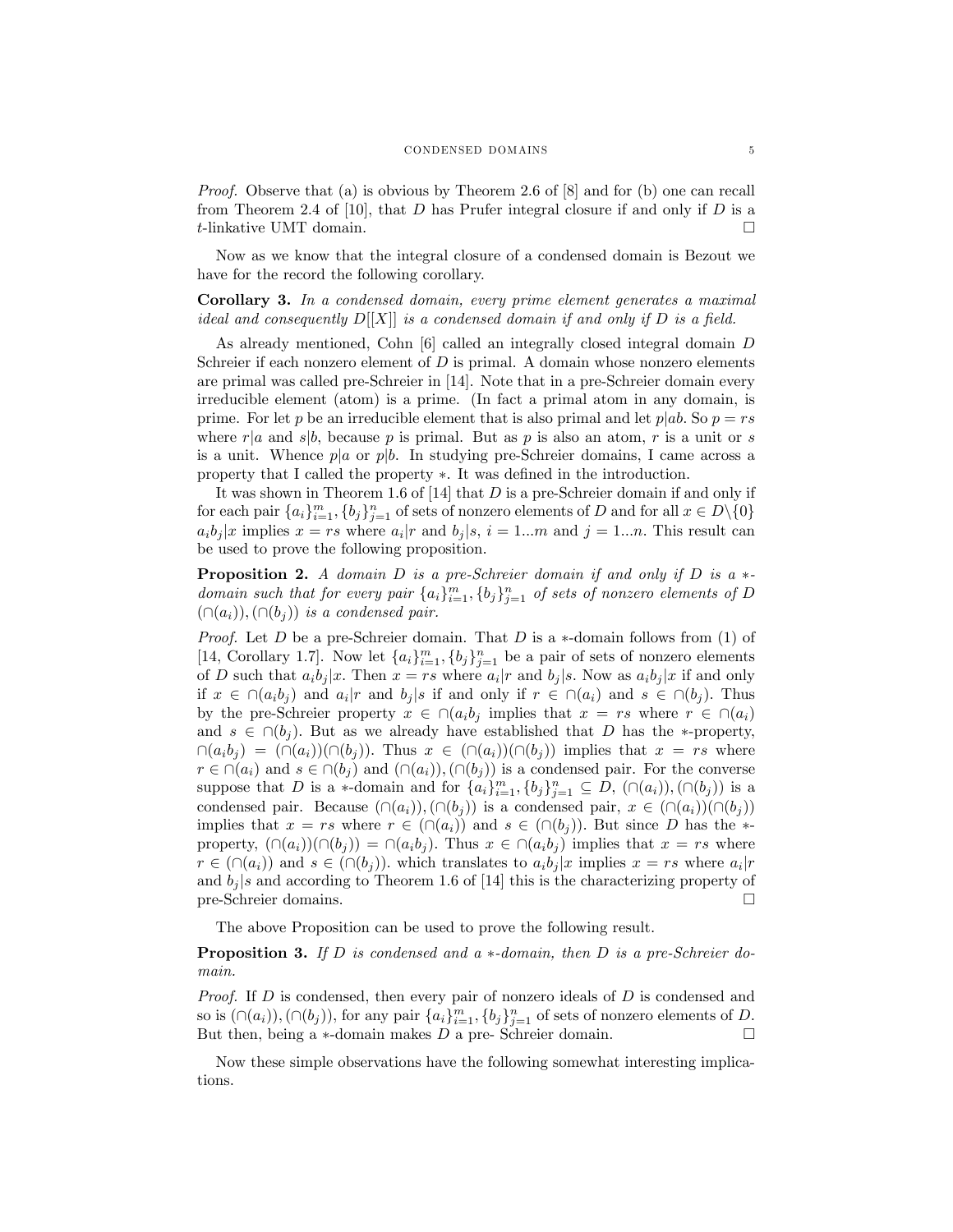*Proof.* Observe that (a) is obvious by Theorem 2.6 of [8] and for (b) one can recall from Theorem 2.4 of [10], that $D$ has Prufer integral closure if and only if $D$ is a $t$-linkative UMT domain. □

Now as we know that the integral closure of a condensed domain is Bezout we have for the record the following corollary.

**Corollary 3.** *In a condensed domain, every prime element generates a maximal ideal and consequently $D[[X]]$ is a condensed domain if and only if $D$ is a field.*

As already mentioned, Cohn [6] called an integrally closed integral domain $D$ Schreier if each nonzero element of $D$ is primal. A domain whose nonzero elements are primal was called pre-Schreier in [14]. Note that in a pre-Schreier domain every irreducible element (atom) is a prime. (In fact a primal atom in any domain, is prime. For let $p$ be an irreducible element that is also primal and let $p|ab$. So $p = rs$ where $r|a$ and $s|b$, because $p$ is primal. But as $p$ is also an atom, $r$ is a unit or $s$ is a unit. Whence $p|a$ or $p|b$. In studying pre-Schreier domains, I came across a property that I called the property $*$. It was defined in the introduction.

It was shown in Theorem 1.6 of [14] that $D$ is a pre-Schreier domain if and only if for each pair $\{a_i\}_{i=1}^m, \{b_j\}_{j=1}^n$ of sets of nonzero elements of $D$ and for all $x \in D\backslash\{0\}$ $a_ib_j|x$ implies $x = rs$ where $a_i|r$ and $b_j|s$, $i = 1...m$ and $j = 1...n$. This result can be used to prove the following proposition.

**Proposition 2.** *A domain $D$ is a pre-Schreier domain if and only if $D$ is a $*$-domain such that for every pair $\{a_i\}_{i=1}^m, \{b_j\}_{j=1}^n$ of sets of nonzero elements of $D$ $(\cap(a_i)), (\cap(b_j))$ is a condensed pair.*

*Proof.* Let $D$ be a pre-Schreier domain. That $D$ is a $*$-domain follows from (1) of [14, Corollary 1.7]. Now let $\{a_i\}_{i=1}^m, \{b_j\}_{j=1}^n$ be a pair of sets of nonzero elements of $D$ such that $a_ib_j|x$. Then $x = rs$ where $a_i|r$ and $b_j|s$. Now as $a_ib_j|x$ if and only if $x \in \cap(a_ib_j)$ and $a_i|r$ and $b_j|s$ if and only if $r \in \cap(a_i)$ and $s \in \cap(b_j)$. Thus by the pre-Schreier property $x \in \cap(a_ib_j$ implies that $x = rs$ where $r \in \cap(a_i)$ and $s \in \cap(b_j)$. But as we already have established that $D$ has the $*$-property, $\cap(a_ib_j) = (\cap(a_i))(\cap(b_j))$. Thus $x \in (\cap(a_i))(\cap(b_j))$ implies that $x = rs$ where $r \in \cap(a_i)$ and $s \in \cap(b_j)$ and $(\cap(a_i)), (\cap(b_j))$ is a condensed pair. For the converse suppose that $D$ is a $*$-domain and for $\{a_i\}_{i=1}^m, \{b_j\}_{j=1}^n \subseteq D$, $(\cap(a_i)), (\cap(b_j))$ is a condensed pair. Because $(\cap(a_i)), (\cap(b_j))$ is a condensed pair, $x \in (\cap(a_i))(\cap(b_j))$ implies that $x = rs$ where $r \in (\cap(a_i))$ and $s \in (\cap(b_j))$. But since $D$ has the $*$-property, $(\cap(a_i))(\cap(b_j)) = \cap(a_ib_j)$. Thus $x \in \cap(a_ib_j)$ implies that $x = rs$ where $r \in (\cap(a_i))$ and $s \in (\cap(b_j))$. which translates to $a_ib_j|x$ implies $x = rs$ where $a_i|r$ and $b_j|s$ and according to Theorem 1.6 of [14] this is the characterizing property of pre-Schreier domains. □

The above Proposition can be used to prove the following result.

**Proposition 3.** *If $D$ is condensed and a $*$-domain, then $D$ is a pre-Schreier domain.*

*Proof.* If $D$ is condensed, then every pair of nonzero ideals of $D$ is condensed and so is $(\cap(a_i)), (\cap(b_j))$, for any pair $\{a_i\}_{i=1}^m, \{b_j\}_{j=1}^n$ of sets of nonzero elements of $D$. But then, being a $*$-domain makes $D$ a pre- Schreier domain. □

Now these simple observations have the following somewhat interesting implications.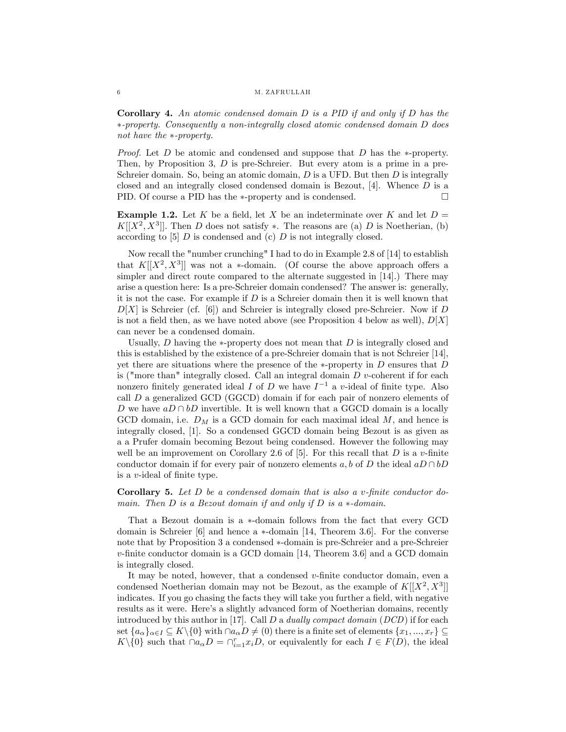**Corollary 4.** *An atomic condensed domain $D$ is a PID if and only if $D$ has the $*$-property. Consequently a non-integrally closed atomic condensed domain $D$ does not have the $*$-property.*

*Proof.* Let $D$ be atomic and condensed and suppose that $D$ has the $*$-property. Then, by Proposition 3, $D$ is pre-Schreier. But every atom is a prime in a pre-Schreier domain. So, being an atomic domain, $D$ is a UFD. But then $D$ is integrally closed and an integrally closed condensed domain is Bezout, [4]. Whence $D$ is a PID. Of course a PID has the $*$-property and is condensed. □

**Example 1.2.** Let $K$ be a field, let $X$ be an indeterminate over $K$ and let $D = K[[X^2, X^3]]$. Then $D$ does not satisfy $*$. The reasons are (a) $D$ is Noetherian, (b) according to [5] $D$ is condensed and (c) $D$ is not integrally closed.

Now recall the "number crunching" I had to do in Example 2.8 of [14] to establish that $K[[X^2, X^3]]$ was not a $*$-domain. (Of course the above approach offers a simpler and direct route compared to the alternate suggested in [14].) There may arise a question here: Is a pre-Schreier domain condensed? The answer is: generally, it is not the case. For example if $D$ is a Schreier domain then it is well known that $D[X]$ is Schreier (cf. [6]) and Schreier is integrally closed pre-Schreier. Now if $D$ is not a field then, as we have noted above (see Proposition 4 below as well), $D[X]$ can never be a condensed domain.

Usually, $D$ having the $*$-property does not mean that $D$ is integrally closed and this is established by the existence of a pre-Schreier domain that is not Schreier [14], yet there are situations where the presence of the $*$-property in $D$ ensures that $D$ is ("more than" integrally closed. Call an integral domain $D$ $v$-coherent if for each nonzero finitely generated ideal $I$ of $D$ we have $I^{-1}$ a $v$-ideal of finite type. Also call $D$ a generalized GCD (GGCD) domain if for each pair of nonzero elements of $D$ we have $aD \cap bD$ invertible. It is well known that a GGCD domain is a locally GCD domain, i.e. $D_M$ is a GCD domain for each maximal ideal $M$, and hence is integrally closed, [1]. So a condensed GGCD domain being Bezout is as given as a a Prufer domain becoming Bezout being condensed. However the following may well be an improvement on Corollary 2.6 of [5]. For this recall that $D$ is a $v$-finite conductor domain if for every pair of nonzero elements $a, b$ of $D$ the ideal $aD \cap bD$ is a $v$-ideal of finite type.

**Corollary 5.** *Let $D$ be a condensed domain that is also a $v$-finite conductor domain. Then $D$ is a Bezout domain if and only if $D$ is a $*$-domain.*

That a Bezout domain is a $*$-domain follows from the fact that every GCD domain is Schreier [6] and hence a $*$-domain [14, Theorem 3.6]. For the converse note that by Proposition 3 a condensed $*$-domain is pre-Schreier and a pre-Schreier $v$-finite conductor domain is a GCD domain [14, Theorem 3.6] and a GCD domain is integrally closed.

It may be noted, however, that a condensed $v$-finite conductor domain, even a condensed Noetherian domain may not be Bezout, as the example of $K[[X^2, X^3]]$ indicates. If you go chasing the facts they will take you further a field, with negative results as it were. Here's a slightly advanced form of Noetherian domains, recently introduced by this author in [17]. Call $D$ a *dually compact domain* (*DCD*) if for each set $\{a_\alpha\}_{\alpha\in I} \subseteq K\backslash\{0\}$ with $\cap a_\alpha D \neq (0)$ there is a finite set of elements $\{x_1, ..., x_r\} \subseteq K\backslash\{0\}$ such that $\cap a_\alpha D = \cap_{i=1}^{r} x_i D$, or equivalently for each $I \in F(D)$, the ideal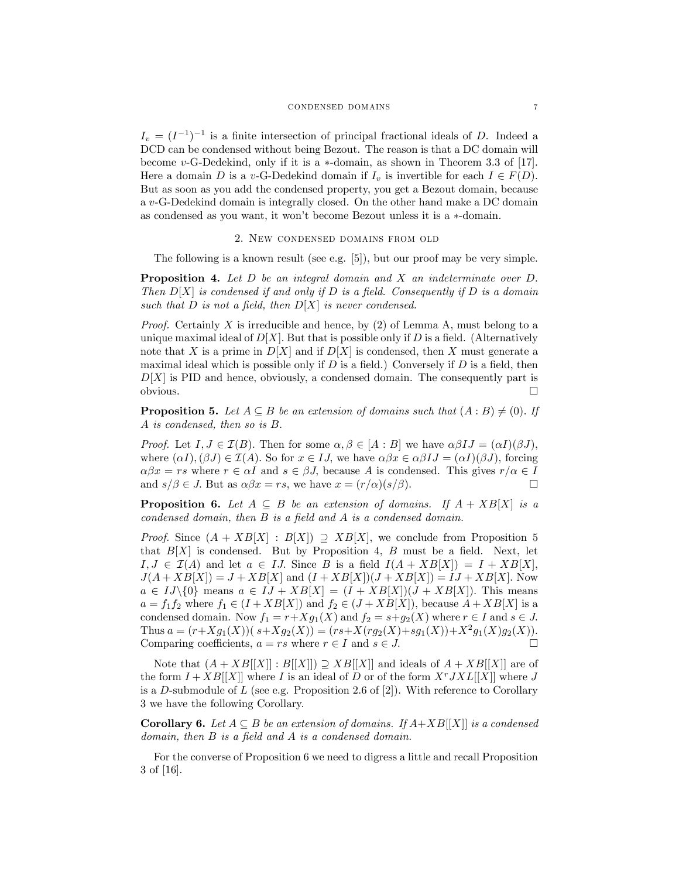$I_v = (I^{-1})^{-1}$ is a finite intersection of principal fractional ideals of $D$. Indeed a DCD can be condensed without being Bezout. The reason is that a DC domain will become $v$-G-Dedekind, only if it is a $*$-domain, as shown in Theorem 3.3 of [17]. Here a domain $D$ is a $v$-G-Dedekind domain if $I_v$ is invertible for each $I \in F(D)$. But as soon as you add the condensed property, you get a Bezout domain, because a $v$-G-Dedekind domain is integrally closed. On the other hand make a DC domain as condensed as you want, it won't become Bezout unless it is a $*$-domain.

## 2. New condensed domains from old

The following is a known result (see e.g. [5]), but our proof may be very simple.

**Proposition 4.** *Let $D$ be an integral domain and $X$ an indeterminate over $D$. Then $D[X]$ is condensed if and only if $D$ is a field. Consequently if $D$ is a domain such that $D$ is not a field, then $D[X]$ is never condensed.*

*Proof.* Certainly $X$ is irreducible and hence, by (2) of Lemma A, must belong to a unique maximal ideal of $D[X]$. But that is possible only if $D$ is a field. (Alternatively note that $X$ is a prime in $D[X]$ and if $D[X]$ is condensed, then $X$ must generate a maximal ideal which is possible only if $D$ is a field.) Conversely if $D$ is a field, then $D[X]$ is PID and hence, obviously, a condensed domain. The consequently part is obvious. □

**Proposition 5.** *Let $A \subseteq B$ be an extension of domains such that $(A : B) \neq (0)$. If $A$ is condensed, then so is $B$.*

*Proof.* Let $I, J \in \mathcal{I}(B)$. Then for some $\alpha, \beta \in [A : B]$ we have $\alpha\beta IJ = (\alpha I)(\beta J)$, where $(\alpha I), (\beta J) \in \mathcal{I}(A)$. So for $x \in IJ$, we have $\alpha\beta x \in \alpha\beta IJ = (\alpha I)(\beta J)$, forcing $\alpha\beta x = rs$ where $r \in \alpha I$ and $s \in \beta J$, because $A$ is condensed. This gives $r/\alpha \in I$ and $s/\beta \in J$. But as $\alpha\beta x = rs$, we have $x = (r/\alpha)(s/\beta)$. □

**Proposition 6.** *Let $A \subseteq B$ be an extension of domains. If $A + XB[X]$ is a condensed domain, then $B$ is a field and $A$ is a condensed domain.*

*Proof.* Since $(A + XB[X] : B[X]) \supseteq XB[X]$, we conclude from Proposition 5 that $B[X]$ is condensed. But by Proposition 4, $B$ must be a field. Next, let $I, J \in \mathcal{I}(A)$ and let $a \in IJ$. Since $B$ is a field $I(A + XB[X]) = I + XB[X]$, $J(A + XB[X]) = J + XB[X]$ and $(I + XB[X])(J + XB[X]) = IJ + XB[X]$. Now $a \in IJ \backslash \{0\}$ means $a \in IJ + XB[X] = (I + XB[X])(J + XB[X])$. This means $a = f_1 f_2$ where $f_1 \in (I + XB[X])$ and $f_2 \in (J + XB[X])$, because $A + XB[X]$ is a condensed domain. Now $f_1 = r + Xg_1(X)$ and $f_2 = s + g_2(X)$ where $r \in I$ and $s \in J$. Thus $a = (r + Xg_1(X))(s + Xg_2(X)) = (rs + X(rg_2(X) + sg_1(X)) + X^2 g_1(X)g_2(X))$. Comparing coefficients, $a = rs$ where $r \in I$ and $s \in J$. □

Note that $(A + XB[[X]] : B[[X]]) \supseteq XB[[X]]$ and ideals of $A + XB[[X]]$ are of the form $I + XB[[X]]$ where $I$ is an ideal of $D$ or of the form $X^r JXL[[X]]$ where $J$ is a $D$-submodule of $L$ (see e.g. Proposition 2.6 of [2]). With reference to Corollary 3 we have the following Corollary.

**Corollary 6.** *Let $A \subseteq B$ be an extension of domains. If $A + XB[[X]]$ is a condensed domain, then $B$ is a field and $A$ is a condensed domain.*

For the converse of Proposition 6 we need to digress a little and recall Proposition 3 of [16].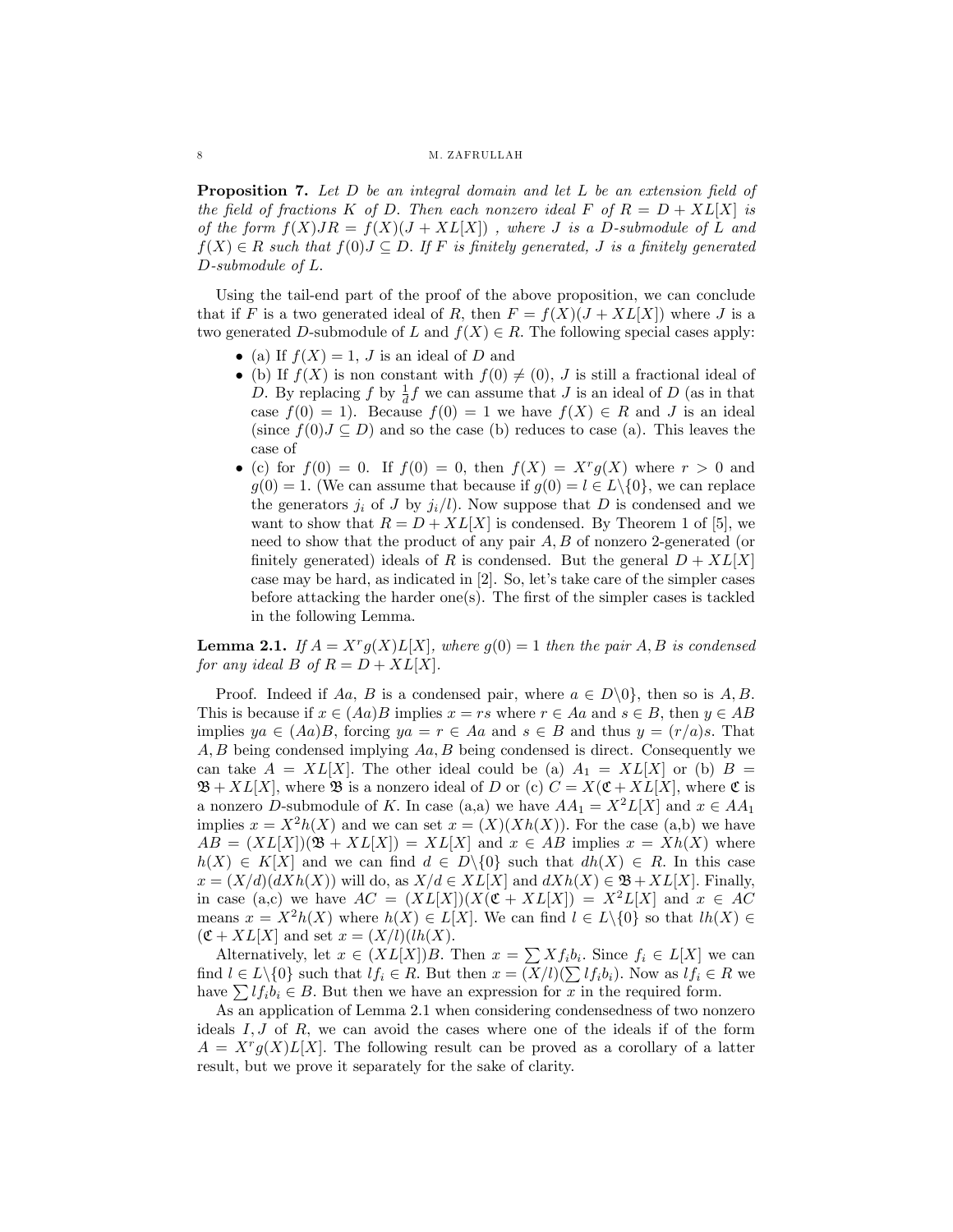**Proposition 7.** *Let $D$ be an integral domain and let $L$ be an extension field of the field of fractions $K$ of $D$. Then each nonzero ideal $F$ of $R = D + XL[X]$ is of the form $f(X)JR = f(X)(J + XL[X])$ , where $J$ is a $D$-submodule of $L$ and $f(X) \in R$ such that $f(0)J \subseteq D$. If $F$ is finitely generated, $J$ is a finitely generated $D$-submodule of $L$.*

Using the tail-end part of the proof of the above proposition, we can conclude that if $F$ is a two generated ideal of $R$, then $F = f(X)(J + XL[X])$ where $J$ is a two generated $D$-submodule of $L$ and $f(X) \in R$. The following special cases apply:

- (a) If $f(X) = 1$, $J$ is an ideal of $D$ and
- (b) If $f(X)$ is non constant with $f(0) \neq (0)$, $J$ is still a fractional ideal of $D$. By replacing $f$ by $\frac{1}{d}f$ we can assume that $J$ is an ideal of $D$ (as in that case $f(0) = 1$). Because $f(0) = 1$ we have $f(X) \in R$ and $J$ is an ideal (since $f(0)J \subseteq D$) and so the case (b) reduces to case (a). This leaves the case of
- (c) for $f(0) = 0$. If $f(0) = 0$, then $f(X) = X^r g(X)$ where $r > 0$ and $g(0) = 1$. (We can assume that because if $g(0) = l \in L\backslash\{0\}$, we can replace the generators $j_i$ of $J$ by $j_i/l$). Now suppose that $D$ is condensed and we want to show that $R = D + XL[X]$ is condensed. By Theorem 1 of [5], we need to show that the product of any pair $A, B$ of nonzero 2-generated (or finitely generated) ideals of $R$ is condensed. But the general $D + XL[X]$ case may be hard, as indicated in [2]. So, let's take care of the simpler cases before attacking the harder one(s). The first of the simpler cases is tackled in the following Lemma.

**Lemma 2.1.** *If $A = X^r g(X)L[X]$, where $g(0) = 1$ then the pair $A, B$ is condensed for any ideal $B$ of $R = D + XL[X]$.*

Proof. Indeed if $Aa$, $B$ is a condensed pair, where $a \in D\backslash 0\}$, then so is $A, B$. This is because if $x \in (Aa)B$ implies $x = rs$ where $r \in Aa$ and $s \in B$, then $y \in AB$ implies $ya \in (Aa)B$, forcing $ya = r \in Aa$ and $s \in B$ and thus $y = (r/a)s$. That $A, B$ being condensed implying $Aa, B$ being condensed is direct. Consequently we can take $A = XL[X]$. The other ideal could be (a) $A_1 = XL[X]$ or (b) $B = \mathfrak{B} + XL[X]$, where $\mathfrak{B}$ is a nonzero ideal of $D$ or (c) $C = X(\mathfrak{C} + XL[X]$, where $\mathfrak{C}$ is a nonzero $D$-submodule of $K$. In case (a,a) we have $AA_1 = X^2L[X]$ and $x \in AA_1$ implies $x = X^2h(X)$ and we can set $x = (X)(Xh(X))$. For the case (a,b) we have $AB = (XL[X])(\mathfrak{B} + XL[X]) = XL[X]$ and $x \in AB$ implies $x = Xh(X)$ where $h(X) \in K[X]$ and we can find $d \in D\backslash\{0\}$ such that $dh(X) \in R$. In this case $x = (X/d)(dXh(X))$ will do, as $X/d \in XL[X]$ and $dXh(X) \in \mathfrak{B} + XL[X]$. Finally, in case (a,c) we have $AC = (XL[X])(X(\mathfrak{C} + XL[X]) = X^2L[X]$ and $x \in AC$ means $x = X^2h(X)$ where $h(X) \in L[X]$. We can find $l \in L\backslash\{0\}$ so that $lh(X) \in (\mathfrak{C} + XL[X]$ and set $x = (X/l)(lh(X)$.

Alternatively, let $x \in (XL[X])B$. Then $x = \sum X f_i b_i$. Since $f_i \in L[X]$ we can find $l \in L\backslash\{0\}$ such that $lf_i \in R$. But then $x = (X/l)(\sum lf_i b_i)$. Now as $lf_i \in R$ we have $\sum lf_i b_i \in B$. But then we have an expression for $x$ in the required form.

As an application of Lemma 2.1 when considering condensedness of two nonzero ideals $I, J$ of $R$, we can avoid the cases where one of the ideals if of the form $A = X^r g(X)L[X]$. The following result can be proved as a corollary of a latter result, but we prove it separately for the sake of clarity.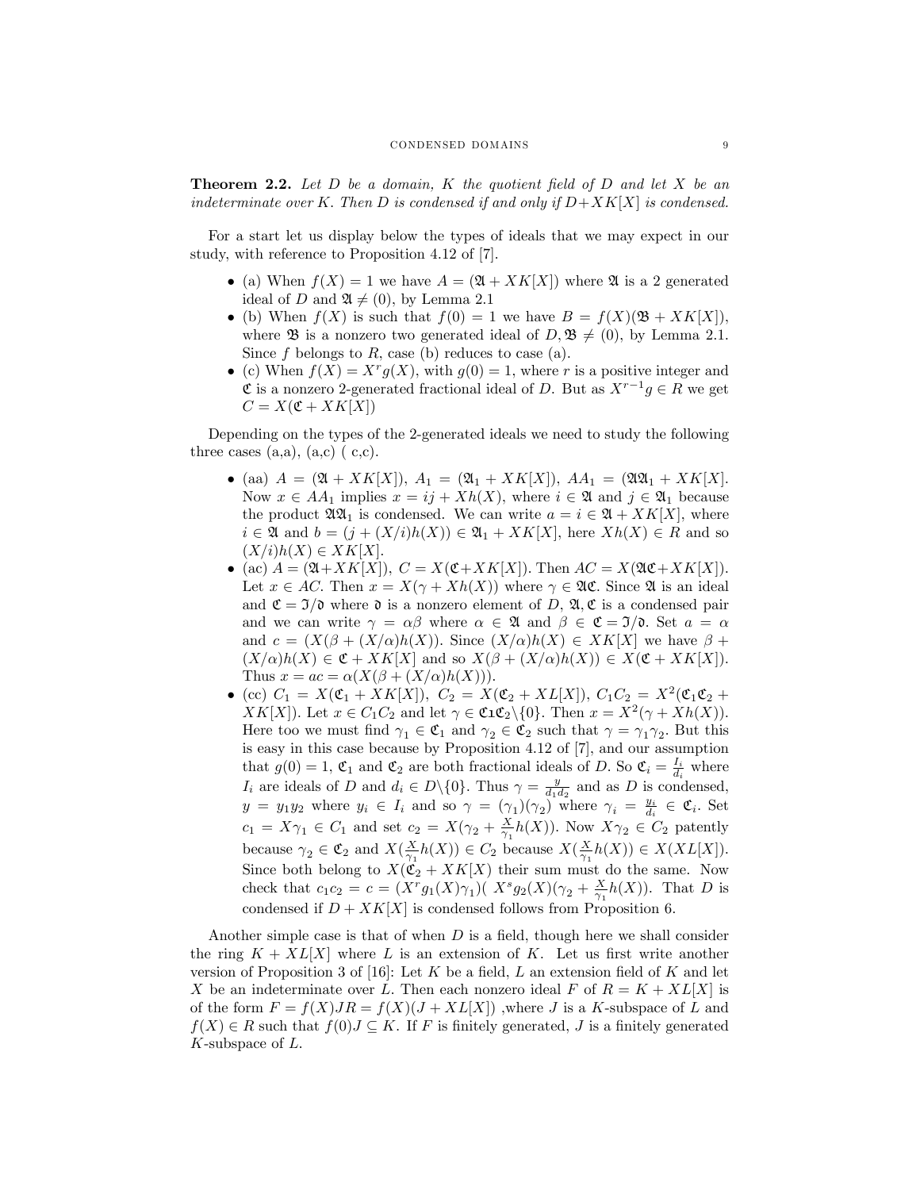**Theorem 2.2.** *Let $D$ be a domain, $K$ the quotient field of $D$ and let $X$ be an indeterminate over $K$. Then $D$ is condensed if and only if $D+XK[X]$ is condensed.*

For a start let us display below the types of ideals that we may expect in our study, with reference to Proposition 4.12 of [7].

- (a) When $f(X) = 1$ we have $A = (\mathfrak{A} + XK[X])$ where $\mathfrak{A}$ is a 2 generated ideal of $D$ and $\mathfrak{A} \neq (0)$, by Lemma 2.1
- (b) When $f(X)$ is such that $f(0) = 1$ we have $B = f(X)(\mathfrak{B} + XK[X])$, where $\mathfrak{B}$ is a nonzero two generated ideal of $D, \mathfrak{B} \neq (0)$, by Lemma 2.1. Since $f$ belongs to $R$, case (b) reduces to case (a).
- (c) When $f(X) = X^r g(X)$, with $g(0) = 1$, where $r$ is a positive integer and $\mathfrak{C}$ is a nonzero 2-generated fractional ideal of $D$. But as $X^{r-1}g \in R$ we get $C = X(\mathfrak{C} + XK[X])$

Depending on the types of the 2-generated ideals we need to study the following three cases (a,a), (a,c) ( c,c).

- (aa) $A = (\mathfrak{A} + XK[X])$, $A_1 = (\mathfrak{A}_1 + XK[X])$, $AA_1 = (\mathfrak{A}\mathfrak{A}_1 + XK[X]$. Now $x \in AA_1$ implies $x = ij + Xh(X)$, where $i \in \mathfrak{A}$ and $j \in \mathfrak{A}_1$ because the product $\mathfrak{A}\mathfrak{A}_1$ is condensed. We can write $a = i \in \mathfrak{A} + XK[X]$, where $i \in \mathfrak{A}$ and $b = (j + (X/i)h(X)) \in \mathfrak{A}_1 + XK[X]$, here $Xh(X) \in R$ and so $(X/i)h(X) \in XK[X]$.
- (ac) $A = (\mathfrak{A}+XK[X])$, $C = X(\mathfrak{C}+XK[X])$. Then $AC = X(\mathfrak{A}\mathfrak{C}+XK[X])$. Let $x \in AC$. Then $x = X(\gamma + Xh(X))$ where $\gamma \in \mathfrak{A}\mathfrak{C}$. Since $\mathfrak{A}$ is an ideal and $\mathfrak{C} = \mathfrak{I}/\mathfrak{d}$ where $\mathfrak{d}$ is a nonzero element of $D$, $\mathfrak{A}, \mathfrak{C}$ is a condensed pair and we can write $\gamma = \alpha\beta$ where $\alpha \in \mathfrak{A}$ and $\beta \in \mathfrak{C} = \mathfrak{I}/\mathfrak{d}$. Set $a = \alpha$ and $c = (X(\beta + (X/\alpha)h(X))$. Since $(X/\alpha)h(X) \in XK[X]$ we have $\beta + (X/\alpha)h(X) \in \mathfrak{C} + XK[X]$ and so $X(\beta + (X/\alpha)h(X)) \in X(\mathfrak{C} + XK[X])$. Thus $x = ac = \alpha(X(\beta + (X/\alpha)h(X)))$.
- (cc) $C_1 = X(\mathfrak{C}_1 + XK[X])$, $C_2 = X(\mathfrak{C}_2 + XL[X])$, $C_1C_2 = X^2(\mathfrak{C}_1\mathfrak{C}_2 + XK[X])$. Let $x \in C_1C_2$ and let $\gamma \in \mathfrak{C}1\mathfrak{C}2\backslash\{0\}$. Then $x = X^2(\gamma + Xh(X))$. Here too we must find $\gamma_1 \in \mathfrak{C}_1$ and $\gamma_2 \in \mathfrak{C}_2$ such that $\gamma = \gamma_1\gamma_2$. But this is easy in this case because by Proposition 4.12 of [7], and our assumption that $g(0) = 1$, $\mathfrak{C}_1$ and $\mathfrak{C}_2$ are both fractional ideals of $D$. So $\mathfrak{C}_i = \frac{I_i}{d_i}$ where $I_i$ are ideals of $D$ and $d_i \in D\backslash\{0\}$. Thus $\gamma = \frac{y}{d_1 d_2}$ and as $D$ is condensed, $y = y_1 y_2$ where $y_i \in I_i$ and so $\gamma = (\gamma_1)(\gamma_2)$ where $\gamma_i = \frac{y_i}{d_i} \in \mathfrak{C}_i$. Set $c_1 = X\gamma_1 \in C_1$ and set $c_2 = X(\gamma_2 + \frac{X}{\gamma_1}h(X))$. Now $X\gamma_2 \in C_2$ patently because $\gamma_2 \in \mathfrak{C}_2$ and $X(\frac{X}{\gamma_1}h(X)) \in C_2$ because $X(\frac{X}{\gamma_1}h(X)) \in X(XL[X])$. Since both belong to $X(\mathfrak{C}_2 + XK[X]$ their sum must do the same. Now check that $c_1c_2 = c = (X^r g_1(X)\gamma_1)( X^s g_2(X)(\gamma_2 + \frac{X}{\gamma_1}h(X))$. That $D$ is condensed if $D + XK[X]$ is condensed follows from Proposition 6.

Another simple case is that of when $D$ is a field, though here we shall consider the ring $K + XL[X]$ where $L$ is an extension of $K$. Let us first write another version of Proposition 3 of [16]: Let $K$ be a field, $L$ an extension field of $K$ and let $X$ be an indeterminate over $L$. Then each nonzero ideal $F$ of $R = K + XL[X]$ is of the form $F = f(X)JR = f(X)(J + XL[X])$ ,where $J$ is a $K$-subspace of $L$ and $f(X) \in R$ such that $f(0)J \subseteq K$. If $F$ is finitely generated, $J$ is a finitely generated $K$-subspace of $L$.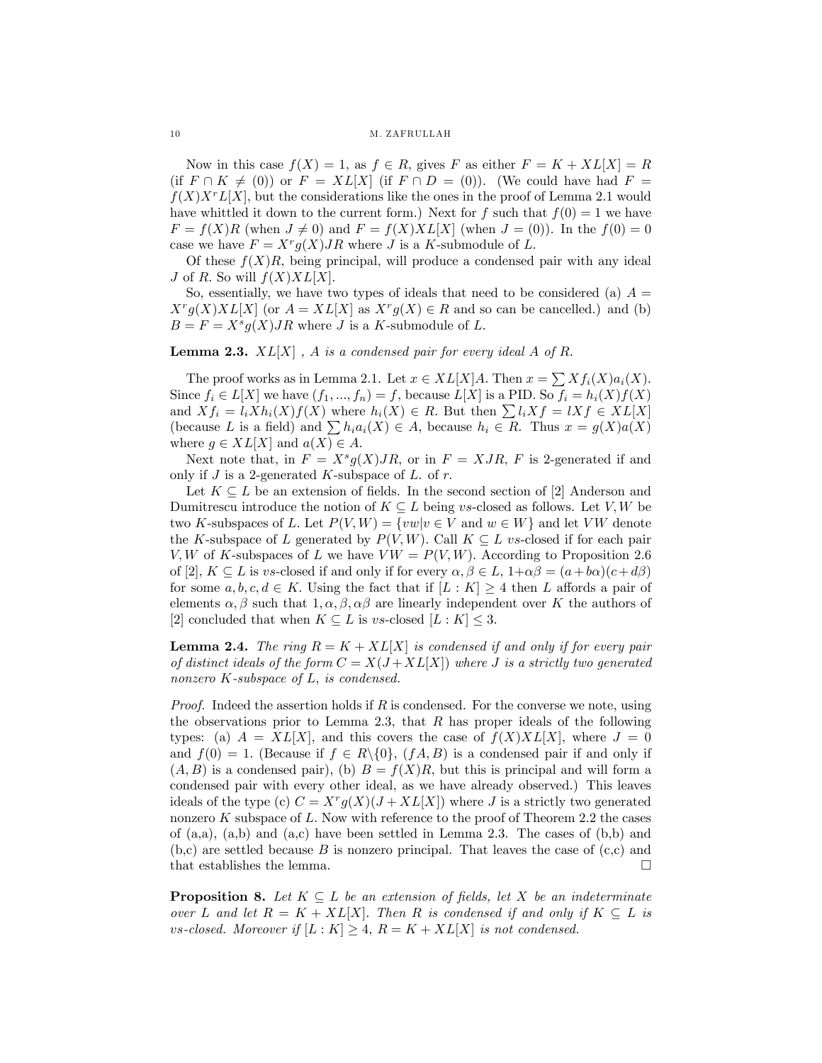Now in this case $f(X) = 1$, as $f \in R$, gives $F$ as either $F = K + XL[X] = R$ (if $F \cap K \neq (0)$) or $F = XL[X]$ (if $F \cap D = (0)$). (We could have had $F = f(X)X^r L[X]$, but the considerations like the ones in the proof of Lemma 2.1 would have whittled it down to the current form.) Next for $f$ such that $f(0) = 1$ we have $F = f(X)R$ (when $J \neq 0$) and $F = f(X)XL[X]$ (when $J = (0)$). In the $f(0) = 0$ case we have $F = X^r g(X)JR$ where $J$ is a $K$-submodule of $L$.

Of these $f(X)R$, being principal, will produce a condensed pair with any ideal $J$ of $R$. So will $f(X)XL[X]$.

So, essentially, we have two types of ideals that need to be considered (a) $A = X^r g(X)XL[X]$ (or $A = XL[X]$ as $X^r g(X) \in R$ and so can be cancelled.) and (b) $B = F = X^s g(X)JR$ where $J$ is a $K$-submodule of $L$.

**Lemma 2.3.** *$XL[X]$ , $A$ is a condensed pair for every ideal $A$ of $R$.*

The proof works as in Lemma 2.1. Let $x \in XL[X]A$. Then $x = \sum Xf_i(X)a_i(X)$. Since $f_i \in L[X]$ we have $(f_1, ..., f_n) = f$, because $L[X]$ is a PID. So $f_i = h_i(X)f(X)$ and $Xf_i = l_i X h_i(X)f(X)$ where $h_i(X) \in R$. But then $\sum l_i Xf = lXf \in XL[X]$ (because $L$ is a field) and $\sum h_i a_i(X) \in A$, because $h_i \in R$. Thus $x = g(X)a(X)$ where $g \in XL[X]$ and $a(X) \in A$.

Next note that, in $F = X^s g(X)JR$, or in $F = XJR$, $F$ is 2-generated if and only if $J$ is a 2-generated $K$-subspace of $L$. of $r$.

Let $K \subseteq L$ be an extension of fields. In the second section of [2] Anderson and Dumitrescu introduce the notion of $K \subseteq L$ being $vs$-closed as follows. Let $V, W$ be two $K$-subspaces of $L$. Let $P(V, W) = \{vw | v \in V \text{ and } w \in W\}$ and let $VW$ denote the $K$-subspace of $L$ generated by $P(V, W)$. Call $K \subseteq L$ $vs$-closed if for each pair $V, W$ of $K$-subspaces of $L$ we have $VW = P(V, W)$. According to Proposition 2.6 of [2], $K \subseteq L$ is $vs$-closed if and only if for every $\alpha, \beta \in L$, $1+\alpha\beta = (a+b\alpha)(c+d\beta)$ for some $a, b, c, d \in K$. Using the fact that if $[L : K] \geq 4$ then $L$ affords a pair of elements $\alpha, \beta$ such that $1, \alpha, \beta, \alpha\beta$ are linearly independent over $K$ the authors of [2] concluded that when $K \subseteq L$ is $vs$-closed $[L : K] \leq 3$.

**Lemma 2.4.** *The ring $R = K + XL[X]$ is condensed if and only if for every pair of distinct ideals of the form $C = X(J + XL[X])$ where $J$ is a strictly two generated nonzero $K$-subspace of $L$, is condensed.*

*Proof.* Indeed the assertion holds if $R$ is condensed. For the converse we note, using the observations prior to Lemma 2.3, that $R$ has proper ideals of the following types: (a) $A = XL[X]$, and this covers the case of $f(X)XL[X]$, where $J = 0$ and $f(0) = 1$. (Because if $f \in R\backslash\{0\}$, $(fA, B)$ is a condensed pair if and only if $(A, B)$ is a condensed pair), (b) $B = f(X)R$, but this is principal and will form a condensed pair with every other ideal, as we have already observed.) This leaves ideals of the type (c) $C = X^r g(X)(J + XL[X])$ where $J$ is a strictly two generated nonzero $K$ subspace of $L$. Now with reference to the proof of Theorem 2.2 the cases of (a,a), (a,b) and (a,c) have been settled in Lemma 2.3. The cases of (b,b) and (b,c) are settled because $B$ is nonzero principal. That leaves the case of (c,c) and that establishes the lemma. $\square$

**Proposition 8.** *Let $K \subseteq L$ be an extension of fields, let $X$ be an indeterminate over $L$ and let $R = K + XL[X]$. Then $R$ is condensed if and only if $K \subseteq L$ is $vs$-closed. Moreover if $[L : K] \geq 4$, $R = K + XL[X]$ is not condensed.*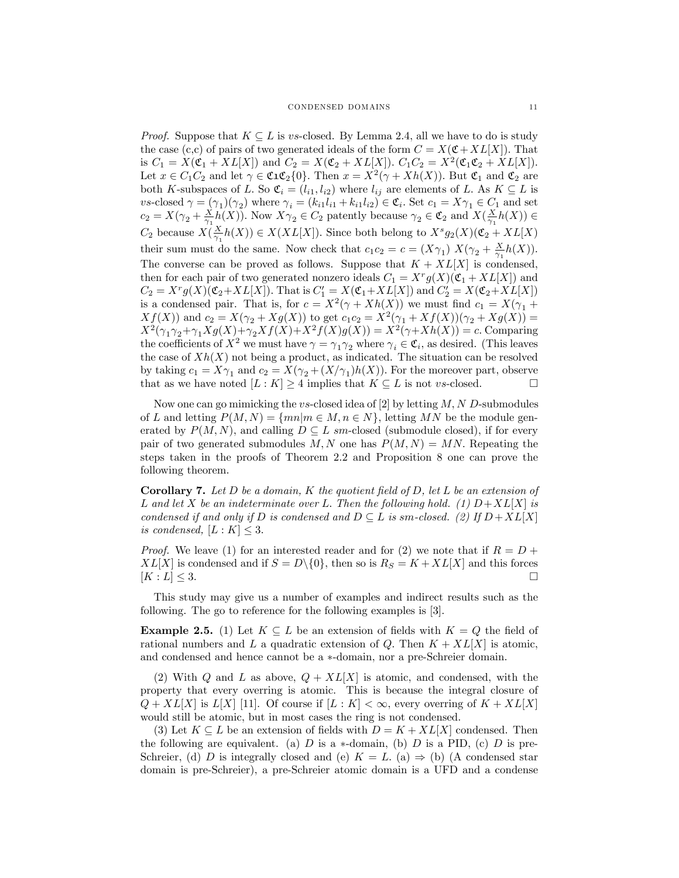*Proof.* Suppose that $K \subseteq L$ is $vs$-closed. By Lemma 2.4, all we have to do is study the case (c,c) of pairs of two generated ideals of the form $C = X(\mathfrak{C} + XL[X])$. That is $C_1 = X(\mathfrak{C}_1 + XL[X])$ and $C_2 = X(\mathfrak{C}_2 + XL[X])$. $C_1C_2 = X^2(\mathfrak{C}_1\mathfrak{C}_2 + XL[X])$. Let $x \in C_1C_2$ and let $\gamma \in \mathfrak{C}_1\mathfrak{C}_2\{0\}$. Then $x = X^2(\gamma + Xh(X))$. But $\mathfrak{C}_1$ and $\mathfrak{C}_2$ are both $K$-subspaces of $L$. So $\mathfrak{C}_i = (l_{i1}, l_{i2})$ where $l_{ij}$ are elements of $L$. As $K \subseteq L$ is $vs$-closed $\gamma = (\gamma_1)(\gamma_2)$ where $\gamma_i = (k_{i1}l_{i1} + k_{i1}l_{i2}) \in \mathfrak{C}_i$. Set $c_1 = X\gamma_1 \in C_1$ and set $c_2 = X(\gamma_2 + \frac{X}{\gamma_1}h(X))$. Now $X\gamma_2 \in C_2$ patently because $\gamma_2 \in \mathfrak{C}_2$ and $X(\frac{X}{\gamma_1}h(X)) \in C_2$ because $X(\frac{X}{\gamma_1}h(X)) \in X(XL[X])$. Since both belong to $X^s g_2(X)(\mathfrak{C}_2 + XL[X]$ their sum must do the same. Now check that $c_1c_2 = c = (X\gamma_1)\ X(\gamma_2 + \frac{X}{\gamma_1}h(X))$. The converse can be proved as follows. Suppose that $K + XL[X]$ is condensed, then for each pair of two generated nonzero ideals $C_1 = X^r g(X)(\mathfrak{C}_1 + XL[X])$ and $C_2 = X^r g(X)(\mathfrak{C}_2 + XL[X])$. That is $C_1' = X(\mathfrak{C}_1 + XL[X])$ and $C_2' = X(\mathfrak{C}_2 + XL[X])$ is a condensed pair. That is, for $c = X^2(\gamma + Xh(X))$ we must find $c_1 = X(\gamma_1 + Xf(X))$ and $c_2 = X(\gamma_2 + Xg(X))$ to get $c_1c_2 = X^2(\gamma_1 + Xf(X))(\gamma_2 + Xg(X)) = X^2(\gamma_1\gamma_2 + \gamma_1 Xg(X) + \gamma_2 Xf(X) + X^2 f(X)g(X)) = X^2(\gamma + Xh(X)) = c$. Comparing the coefficients of $X^2$ we must have $\gamma = \gamma_1\gamma_2$ where $\gamma_i \in \mathfrak{C}_i$, as desired. (This leaves the case of $Xh(X)$ not being a product, as indicated. The situation can be resolved by taking $c_1 = X\gamma_1$ and $c_2 = X(\gamma_2 + (X/\gamma_1)h(X))$. For the moreover part, observe that as we have noted $[L : K] \geq 4$ implies that $K \subseteq L$ is not $vs$-closed. □

Now one can go mimicking the $vs$-closed idea of [2] by letting $M, N$ $D$-submodules of $L$ and letting $P(M, N) = \{mn | m \in M, n \in N\}$, letting $MN$ be the module generated by $P(M, N)$, and calling $D \subseteq L$ $sm$-closed (submodule closed), if for every pair of two generated submodules $M, N$ one has $P(M, N) = MN$. Repeating the steps taken in the proofs of Theorem 2.2 and Proposition 8 one can prove the following theorem.

**Corollary 7.** *Let $D$ be a domain, $K$ the quotient field of $D$, let $L$ be an extension of $L$ and let $X$ be an indeterminate over $L$. Then the following hold. (1) $D + XL[X]$ is condensed if and only if $D$ is condensed and $D \subseteq L$ is sm-closed. (2) If $D + XL[X]$ is condensed, $[L : K] \leq 3$.*

*Proof.* We leave (1) for an interested reader and for (2) we note that if $R = D + XL[X]$ is condensed and if $S = D\backslash\{0\}$, then so is $R_S = K + XL[X]$ and this forces $[K : L] \leq 3$. □

This study may give us a number of examples and indirect results such as the following. The go to reference for the following examples is [3].

**Example 2.5.** (1) Let $K \subseteq L$ be an extension of fields with $K = Q$ the field of rational numbers and $L$ a quadratic extension of $Q$. Then $K + XL[X]$ is atomic, and condensed and hence cannot be a $*$-domain, nor a pre-Schreier domain.

(2) With $Q$ and $L$ as above, $Q + XL[X]$ is atomic, and condensed, with the property that every overring is atomic. This is because the integral closure of $Q + XL[X]$ is $L[X]$ [11]. Of course if $[L : K] < \infty$, every overring of $K + XL[X]$ would still be atomic, but in most cases the ring is not condensed.

(3) Let $K \subseteq L$ be an extension of fields with $D = K + XL[X]$ condensed. Then the following are equivalent. (a) $D$ is a $*$-domain, (b) $D$ is a PID, (c) $D$ is pre-Schreier, (d) $D$ is integrally closed and (e) $K = L$. (a) $\Rightarrow$ (b) (A condensed star domain is pre-Schreier), a pre-Schreier atomic domain is a UFD and a condense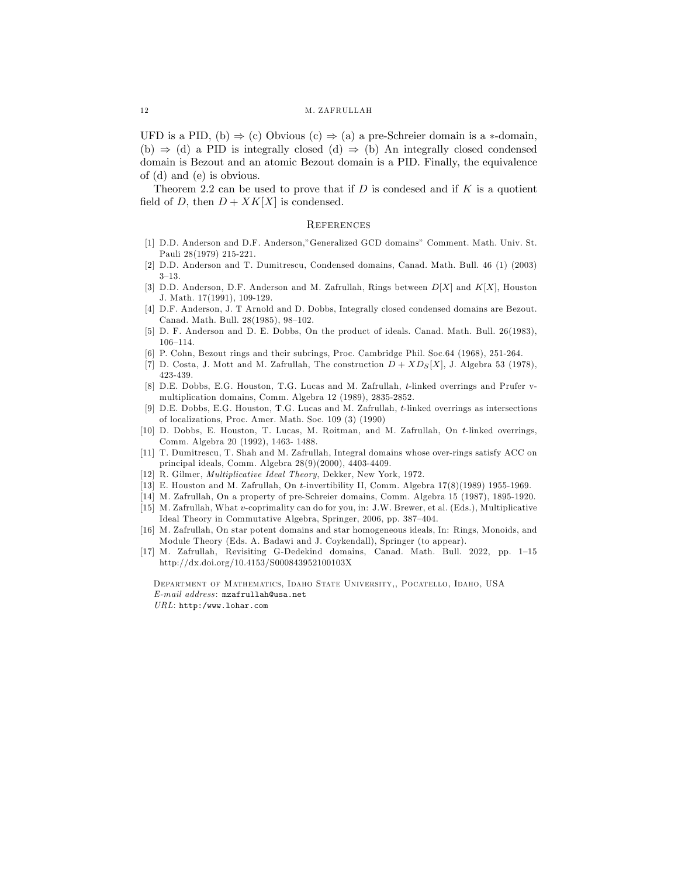UFD is a PID, (b) $\Rightarrow$ (c) Obvious (c) $\Rightarrow$ (a) a pre-Schreier domain is a $*$-domain, (b) $\Rightarrow$ (d) a PID is integrally closed (d) $\Rightarrow$ (b) An integrally closed condensed domain is Bezout and an atomic Bezout domain is a PID. Finally, the equivalence of (d) and (e) is obvious.

Theorem 2.2 can be used to prove that if $D$ is condesed and if $K$ is a quotient field of $D$, then $D + XK[X]$ is condensed.

## References

[1] D.D. Anderson and D.F. Anderson,"Generalized GCD domains" Comment. Math. Univ. St. Pauli 28(1979) 215-221.

[2] D.D. Anderson and T. Dumitrescu, Condensed domains, Canad. Math. Bull. 46 (1) (2003) 3–13.

[3] D.D. Anderson, D.F. Anderson and M. Zafrullah, Rings between $D[X]$ and $K[X]$, Houston J. Math. 17(1991), 109-129.

[4] D.F. Anderson, J. T Arnold and D. Dobbs, Integrally closed condensed domains are Bezout. Canad. Math. Bull. 28(1985), 98–102.

[5] D. F. Anderson and D. E. Dobbs, On the product of ideals. Canad. Math. Bull. 26(1983), 106–114.

[6] P. Cohn, Bezout rings and their subrings, Proc. Cambridge Phil. Soc.64 (1968), 251-264.

[7] D. Costa, J. Mott and M. Zafrullah, The construction $D + XD_S[X]$, J. Algebra 53 (1978), 423-439.

[8] D.E. Dobbs, E.G. Houston, T.G. Lucas and M. Zafrullah, $t$-linked overrings and Prufer v-multiplication domains, Comm. Algebra 12 (1989), 2835-2852.

[9] D.E. Dobbs, E.G. Houston, T.G. Lucas and M. Zafrullah, $t$-linked overrings as intersections of localizations, Proc. Amer. Math. Soc. 109 (3) (1990)

[10] D. Dobbs, E. Houston, T. Lucas, M. Roitman, and M. Zafrullah, On $t$-linked overrings, Comm. Algebra 20 (1992), 1463- 1488.

[11] T. Dumitrescu, T. Shah and M. Zafrullah, Integral domains whose over-rings satisfy ACC on principal ideals, Comm. Algebra 28(9)(2000), 4403-4409.

[12] R. Gilmer, *Multiplicative Ideal Theory*, Dekker, New York, 1972.

[13] E. Houston and M. Zafrullah, On $t$-invertibility II, Comm. Algebra 17(8)(1989) 1955-1969.

[14] M. Zafrullah, On a property of pre-Schreier domains, Comm. Algebra 15 (1987), 1895-1920.

[15] M. Zafrullah, What $v$-coprimality can do for you, in: J.W. Brewer, et al. (Eds.), Multiplicative Ideal Theory in Commutative Algebra, Springer, 2006, pp. 387–404.

[16] M. Zafrullah, On star potent domains and star homogeneous ideals, In: Rings, Monoids, and Module Theory (Eds. A. Badawi and J. Coykendall), Springer (to appear).

[17] M. Zafrullah, Revisiting G-Dedekind domains, Canad. Math. Bull. 2022, pp. 1–15 http://dx.doi.org/10.4153/S000843952100103X

Department of Mathematics, Idaho State University,, Pocatello, Idaho, USA
*E-mail address*: mzafrullah@usa.net
*URL*: http:/www.lohar.com